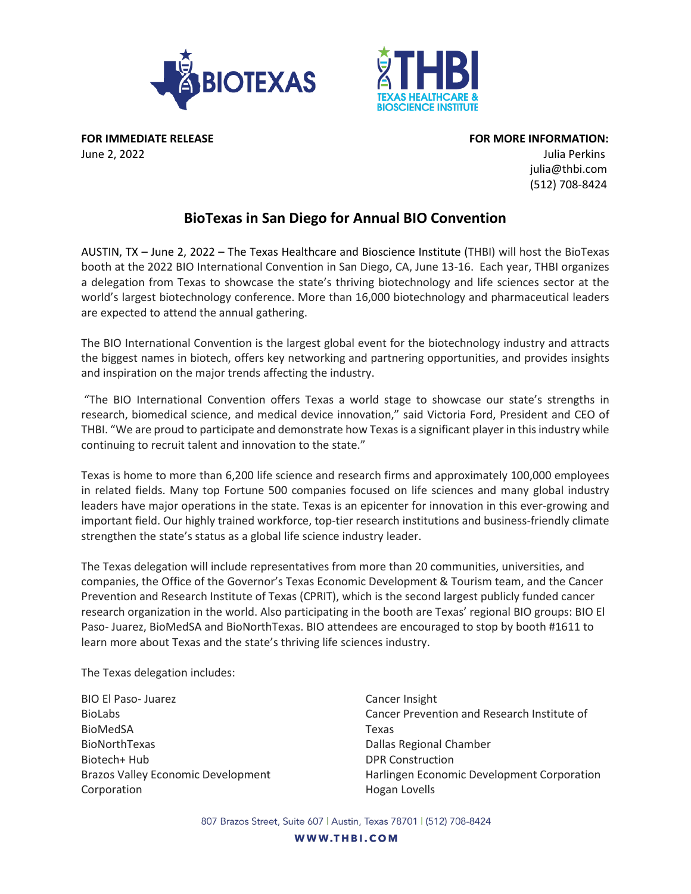**FOR IMMEDIATE RELEASE**
June 2, 2022

**FOR MORE INFORMATION:**
Julia Perkins
julia@thbi.com
(512) 708-8424

# BioTexas in San Diego for Annual BIO Convention

AUSTIN, TX – June 2, 2022 – The Texas Healthcare and Bioscience Institute (THBI) will host the BioTexas booth at the 2022 BIO International Convention in San Diego, CA, June 13-16. Each year, THBI organizes a delegation from Texas to showcase the state's thriving biotechnology and life sciences sector at the world's largest biotechnology conference. More than 16,000 biotechnology and pharmaceutical leaders are expected to attend the annual gathering.

The BIO International Convention is the largest global event for the biotechnology industry and attracts the biggest names in biotech, offers key networking and partnering opportunities, and provides insights and inspiration on the major trends affecting the industry.

"The BIO International Convention offers Texas a world stage to showcase our state's strengths in research, biomedical science, and medical device innovation," said Victoria Ford, President and CEO of THBI. "We are proud to participate and demonstrate how Texas is a significant player in this industry while continuing to recruit talent and innovation to the state."

Texas is home to more than 6,200 life science and research firms and approximately 100,000 employees in related fields. Many top Fortune 500 companies focused on life sciences and many global industry leaders have major operations in the state. Texas is an epicenter for innovation in this ever-growing and important field. Our highly trained workforce, top-tier research institutions and business-friendly climate strengthen the state's status as a global life science industry leader.

The Texas delegation will include representatives from more than 20 communities, universities, and companies, the Office of the Governor's Texas Economic Development & Tourism team, and the Cancer Prevention and Research Institute of Texas (CPRIT), which is the second largest publicly funded cancer research organization in the world. Also participating in the booth are Texas' regional BIO groups: BIO El Paso- Juarez, BioMedSA and BioNorthTexas. BIO attendees are encouraged to stop by booth #1611 to learn more about Texas and the state's thriving life sciences industry.

The Texas delegation includes:

BIO El Paso- Juarez
BioLabs
BioMedSA
BioNorthTexas
Biotech+ Hub
Brazos Valley Economic Development Corporation
Cancer Insight
Cancer Prevention and Research Institute of Texas
Dallas Regional Chamber
DPR Construction
Harlingen Economic Development Corporation
Hogan Lovells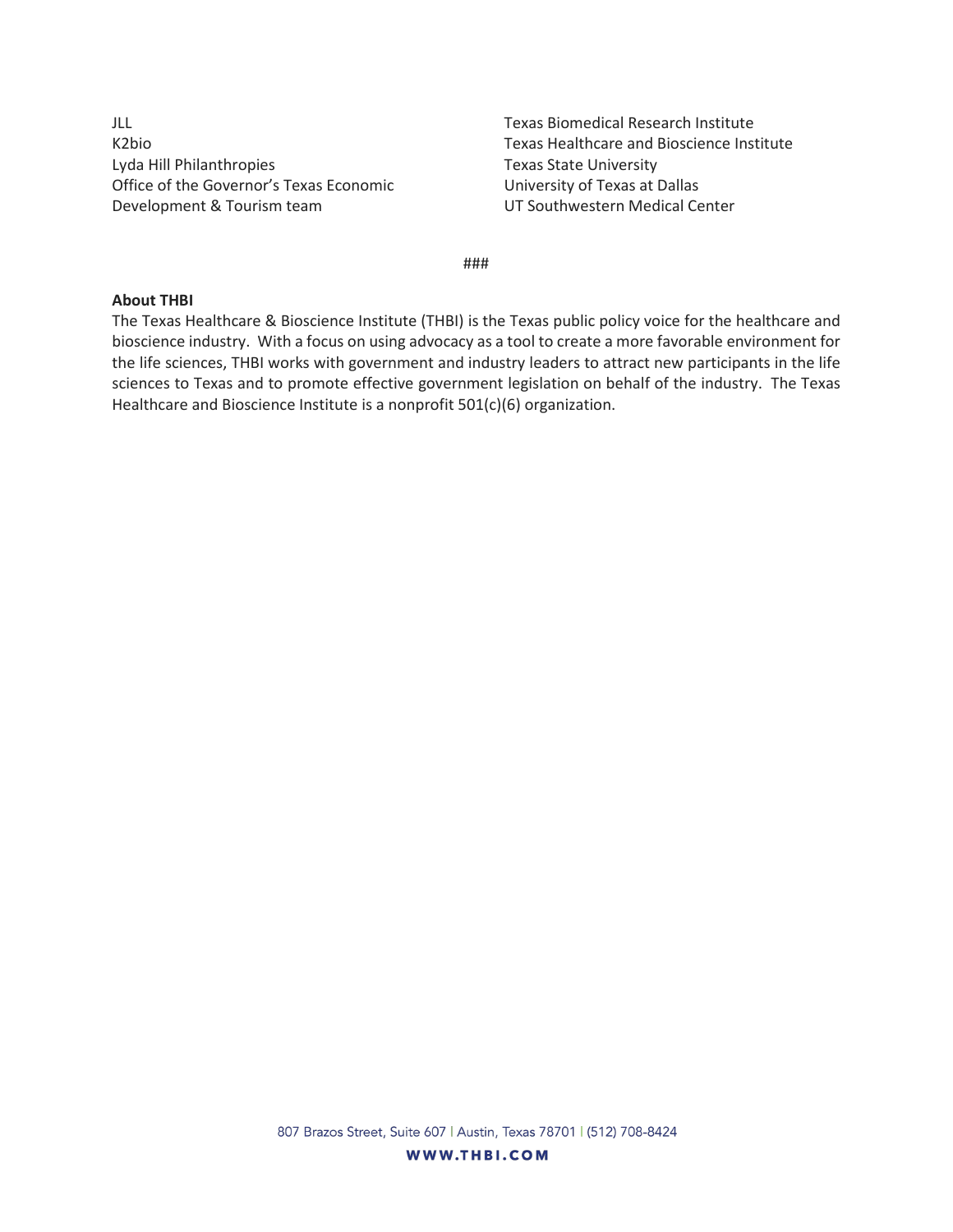JLL
K2bio
Lyda Hill Philanthropies
Office of the Governor's Texas Economic Development & Tourism team
Texas Biomedical Research Institute
Texas Healthcare and Bioscience Institute
Texas State University
University of Texas at Dallas
UT Southwestern Medical Center

###

**About THBI**

The Texas Healthcare & Bioscience Institute (THBI) is the Texas public policy voice for the healthcare and bioscience industry. With a focus on using advocacy as a tool to create a more favorable environment for the life sciences, THBI works with government and industry leaders to attract new participants in the life sciences to Texas and to promote effective government legislation on behalf of the industry. The Texas Healthcare and Bioscience Institute is a nonprofit 501(c)(6) organization.

807 Brazos Street, Suite 607 | Austin, Texas 78701 | (512) 708-8424

WWW.THBI.COM